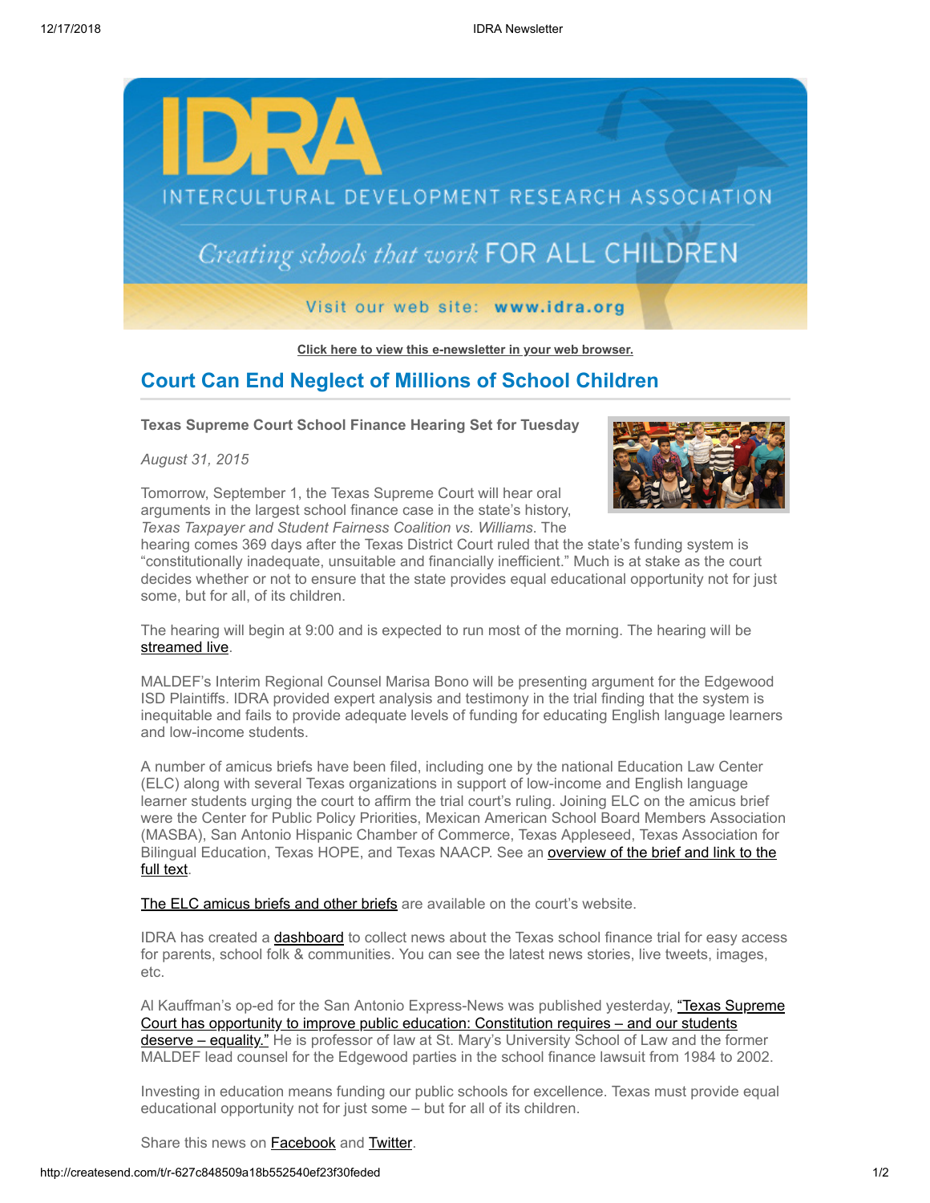Click here to view this e-newsletter in your web browser.

## Court Can End Neglect of Millions of School Children

**Texas Supreme Court School Finance Hearing Set for Tuesday**

*August 31, 2015*

Tomorrow, September 1, the Texas Supreme Court will hear oral arguments in the largest school finance case in the state's history, *Texas Taxpayer and Student Fairness Coalition vs. Williams*. The hearing comes 369 days after the Texas District Court ruled that the state's funding system is "constitutionally inadequate, unsuitable and financially inefficient." Much is at stake as the court decides whether or not to ensure that the state provides equal educational opportunity not for just some, but for all, of its children.

The hearing will begin at 9:00 and is expected to run most of the morning. The hearing will be streamed live.

MALDEF's Interim Regional Counsel Marisa Bono will be presenting argument for the Edgewood ISD Plaintiffs. IDRA provided expert analysis and testimony in the trial finding that the system is inequitable and fails to provide adequate levels of funding for educating English language learners and low-income students.

A number of amicus briefs have been filed, including one by the national Education Law Center (ELC) along with several Texas organizations in support of low-income and English language learner students urging the court to affirm the trial court's ruling. Joining ELC on the amicus brief were the Center for Public Policy Priorities, Mexican American School Board Members Association (MASBA), San Antonio Hispanic Chamber of Commerce, Texas Appleseed, Texas Association for Bilingual Education, Texas HOPE, and Texas NAACP. See an overview of the brief and link to the full text.

The ELC amicus briefs and other briefs are available on the court's website.

IDRA has created a dashboard to collect news about the Texas school finance trial for easy access for parents, school folk & communities. You can see the latest news stories, live tweets, images, etc.

Al Kauffman's op-ed for the San Antonio Express-News was published yesterday, "Texas Supreme Court has opportunity to improve public education: Constitution requires – and our students deserve – equality." He is professor of law at St. Mary's University School of Law and the former MALDEF lead counsel for the Edgewood parties in the school finance lawsuit from 1984 to 2002.

Investing in education means funding our public schools for excellence. Texas must provide equal educational opportunity not for just some – but for all of its children.

Share this news on Facebook and Twitter.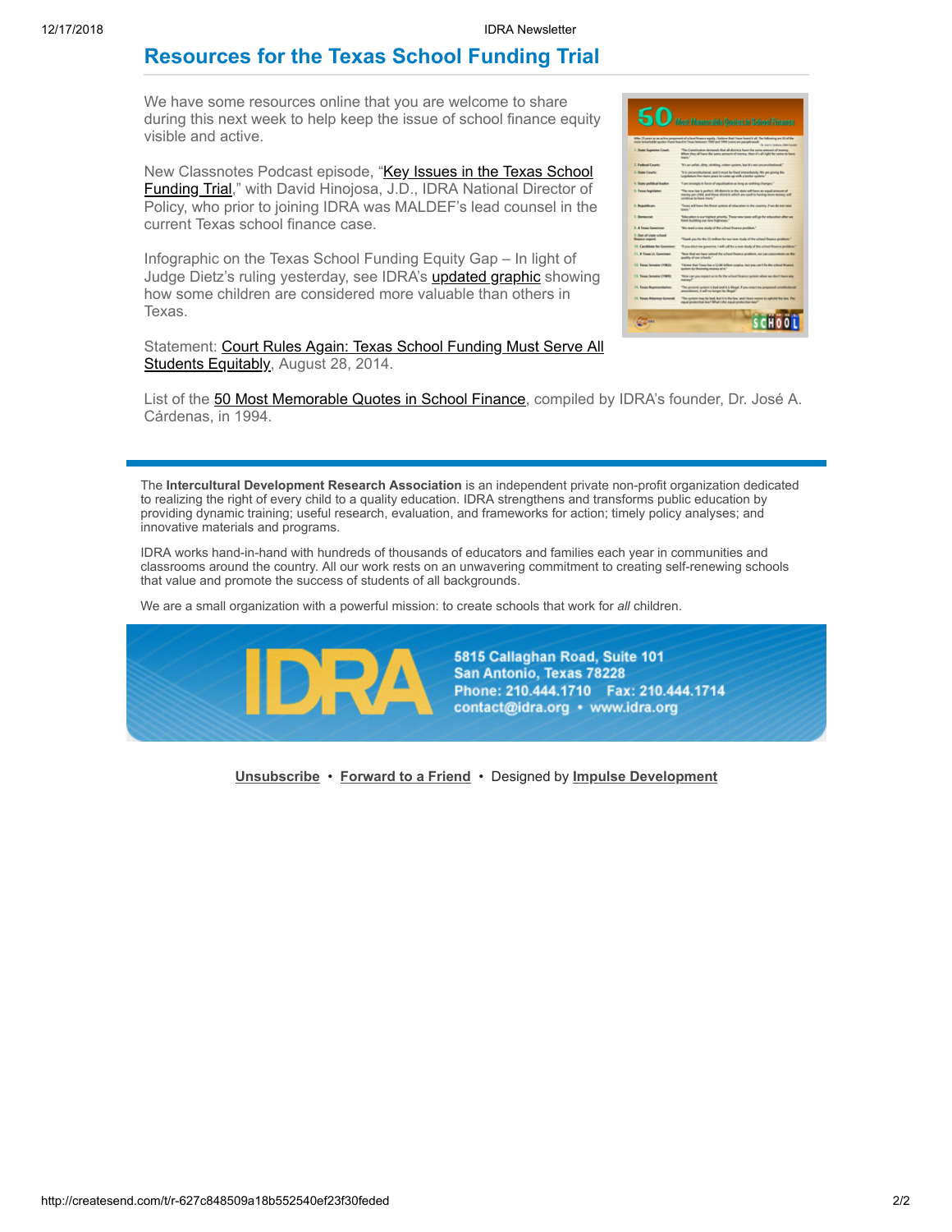## Resources for the Texas School Funding Trial

We have some resources online that you are welcome to share during this next week to help keep the issue of school finance equity visible and active.

New Classnotes Podcast episode, "Key Issues in the Texas School Funding Trial," with David Hinojosa, J.D., IDRA National Director of Policy, who prior to joining IDRA was MALDEF's lead counsel in the current Texas school finance case.

Infographic on the Texas School Funding Equity Gap – In light of Judge Dietz's ruling yesterday, see IDRA's updated graphic showing how some children are considered more valuable than others in Texas.

Statement: Court Rules Again: Texas School Funding Must Serve All Students Equitably, August 28, 2014.

List of the 50 Most Memorable Quotes in School Finance, compiled by IDRA's founder, Dr. José A. Cárdenas, in 1994.

The **Intercultural Development Research Association** is an independent private non-profit organization dedicated to realizing the right of every child to a quality education. IDRA strengthens and transforms public education by providing dynamic training; useful research, evaluation, and frameworks for action; timely policy analyses; and innovative materials and programs.

IDRA works hand-in-hand with hundreds of thousands of educators and families each year in communities and classrooms around the country. All our work rests on an unwavering commitment to creating self-renewing schools that value and promote the success of students of all backgrounds.

We are a small organization with a powerful mission: to create schools that work for *all* children.

IDRA
5815 Callaghan Road, Suite 101
San Antonio, Texas 78228
Phone: 210.444.1710 Fax: 210.444.1714
contact@idra.org • www.idra.org

Unsubscribe • Forward to a Friend • Designed by Impulse Development